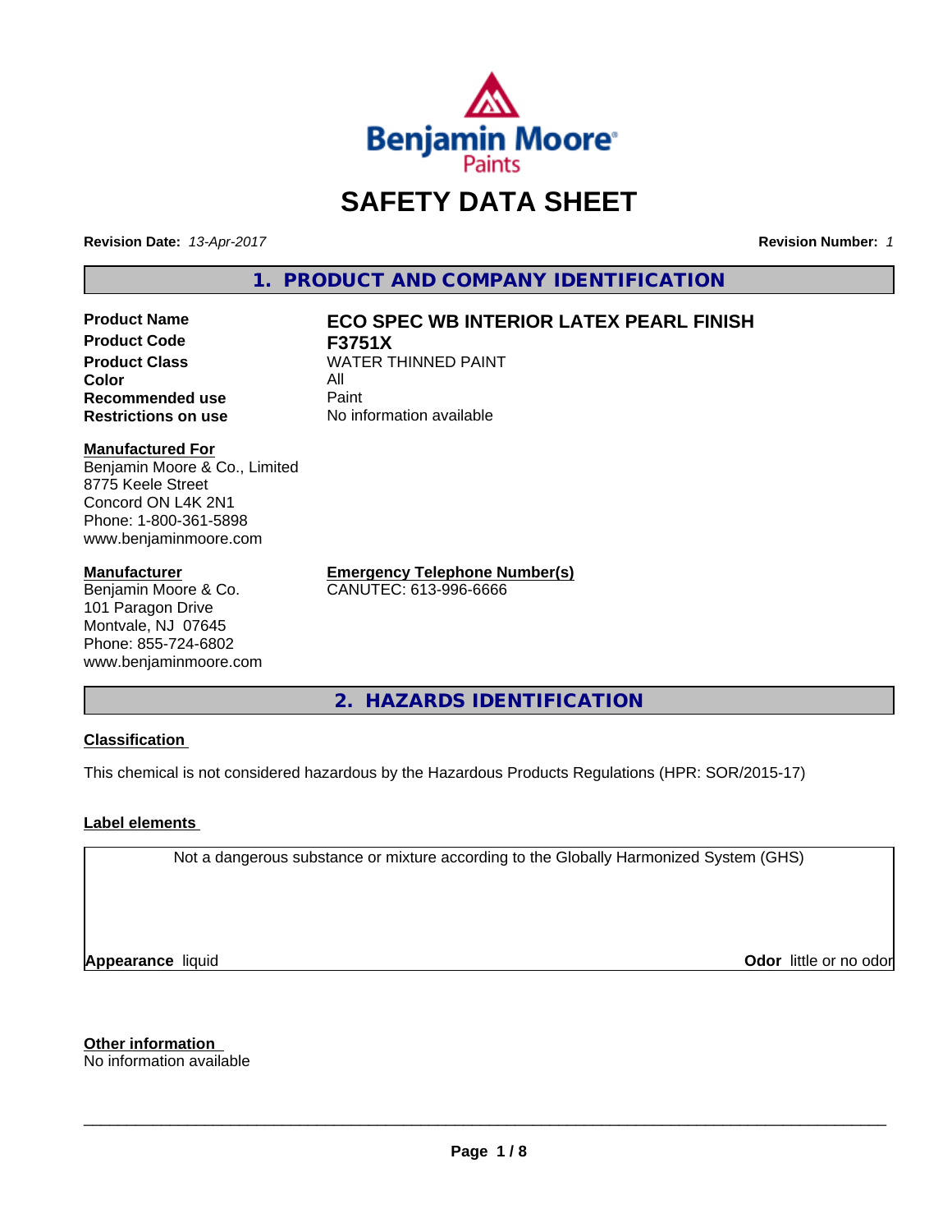# SAFETY DATA SHEET

**Revision Date:** *13-Apr-2017*

**Revision Number:** *1*

## 1. PRODUCT AND COMPANY IDENTIFICATION

| | |
|---|---|
| **Product Name** | **ECO SPEC WB INTERIOR LATEX PEARL FINISH** |
| **Product Code** | **F3751X** |
| **Product Class** | WATER THINNED PAINT |
| **Color** | All |
| **Recommended use** | Paint |
| **Restrictions on use** | No information available |

**Manufactured For**
Benjamin Moore & Co., Limited
8775 Keele Street
Concord ON L4K 2N1
Phone: 1-800-361-5898
www.benjaminmoore.com

**Manufacturer**
Benjamin Moore & Co.
101 Paragon Drive
Montvale, NJ 07645
Phone: 855-724-6802
www.benjaminmoore.com

**Emergency Telephone Number(s)**
CANUTEC: 613-996-6666

## 2. HAZARDS IDENTIFICATION

**Classification**

This chemical is not considered hazardous by the Hazardous Products Regulations (HPR: SOR/2015-17)

**Label elements**

Not a dangerous substance or mixture according to the Globally Harmonized System (GHS)

**Appearance** liquid

**Odor** little or no odor

**Other information**
No information available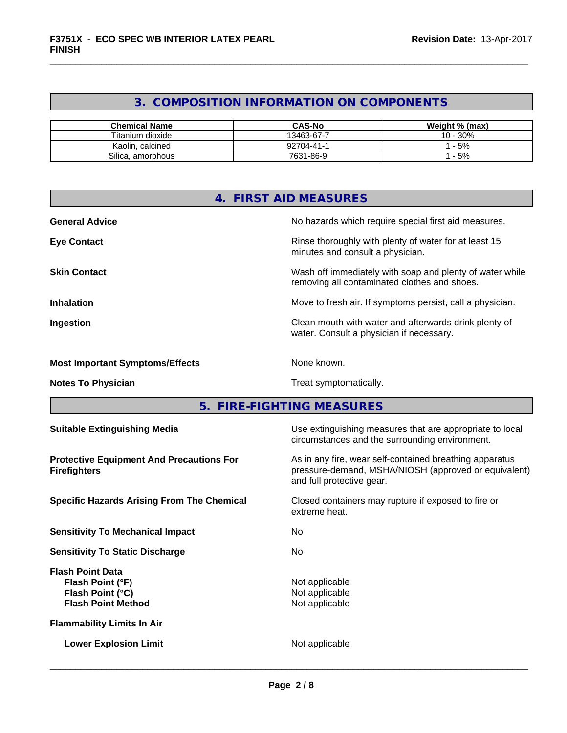## 3. COMPOSITION INFORMATION ON COMPONENTS

| Chemical Name | CAS-No | Weight % (max) |
|---|---|---|
| Titanium dioxide | 13463-67-7 | 10 - 30% |
| Kaolin, calcined | 92704-41-1 | 1 - 5% |
| Silica, amorphous | 7631-86-9 | 1 - 5% |

## 4. FIRST AID MEASURES

**General Advice** — No hazards which require special first aid measures.

**Eye Contact** — Rinse thoroughly with plenty of water for at least 15 minutes and consult a physician.

**Skin Contact** — Wash off immediately with soap and plenty of water while removing all contaminated clothes and shoes.

**Inhalation** — Move to fresh air. If symptoms persist, call a physician.

**Ingestion** — Clean mouth with water and afterwards drink plenty of water. Consult a physician if necessary.

**Most Important Symptoms/Effects** — None known.

**Notes To Physician** — Treat symptomatically.

## 5. FIRE-FIGHTING MEASURES

**Suitable Extinguishing Media** — Use extinguishing measures that are appropriate to local circumstances and the surrounding environment.

**Protective Equipment And Precautions For Firefighters** — As in any fire, wear self-contained breathing apparatus pressure-demand, MSHA/NIOSH (approved or equivalent) and full protective gear.

**Specific Hazards Arising From The Chemical** — Closed containers may rupture if exposed to fire or extreme heat.

**Sensitivity To Mechanical Impact** — No

**Sensitivity To Static Discharge** — No

**Flash Point Data**
- **Flash Point (°F)** — Not applicable
- **Flash Point (°C)** — Not applicable
- **Flash Point Method** — Not applicable

**Flammability Limits In Air**

- **Lower Explosion Limit** — Not applicable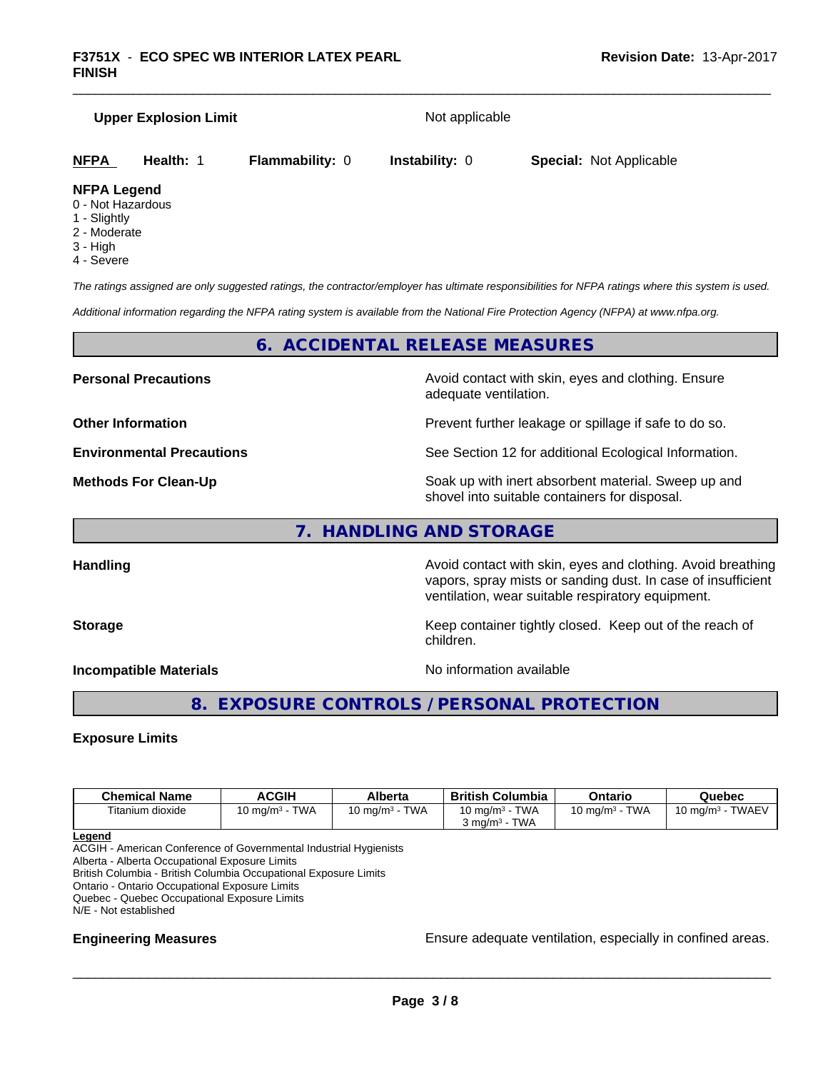**Upper Explosion Limit** Not applicable

**NFPA** **Health:** 1 **Flammability:** 0 **Instability:** 0 **Special:** Not Applicable

**NFPA Legend**
0 - Not Hazardous
1 - Slightly
2 - Moderate
3 - High
4 - Severe

*The ratings assigned are only suggested ratings, the contractor/employer has ultimate responsibilities for NFPA ratings where this system is used.*

*Additional information regarding the NFPA rating system is available from the National Fire Protection Agency (NFPA) at www.nfpa.org.*

## 6. ACCIDENTAL RELEASE MEASURES

**Personal Precautions** Avoid contact with skin, eyes and clothing. Ensure adequate ventilation.

**Other Information** Prevent further leakage or spillage if safe to do so.

**Environmental Precautions** See Section 12 for additional Ecological Information.

**Methods For Clean-Up** Soak up with inert absorbent material. Sweep up and shovel into suitable containers for disposal.

## 7. HANDLING AND STORAGE

**Handling** Avoid contact with skin, eyes and clothing. Avoid breathing vapors, spray mists or sanding dust. In case of insufficient ventilation, wear suitable respiratory equipment.

**Storage** Keep container tightly closed. Keep out of the reach of children.

**Incompatible Materials** No information available

## 8. EXPOSURE CONTROLS / PERSONAL PROTECTION

**Exposure Limits**

| Chemical Name | ACGIH | Alberta | British Columbia | Ontario | Quebec |
|---|---|---|---|---|---|
| Titanium dioxide | 10 mg/m³ - TWA | 10 mg/m³ - TWA | 10 mg/m³ - TWA<br>3 mg/m³ - TWA | 10 mg/m³ - TWA | 10 mg/m³ - TWAEV |

**Legend**
ACGIH - American Conference of Governmental Industrial Hygienists
Alberta - Alberta Occupational Exposure Limits
British Columbia - British Columbia Occupational Exposure Limits
Ontario - Ontario Occupational Exposure Limits
Quebec - Quebec Occupational Exposure Limits
N/E - Not established

**Engineering Measures** Ensure adequate ventilation, especially in confined areas.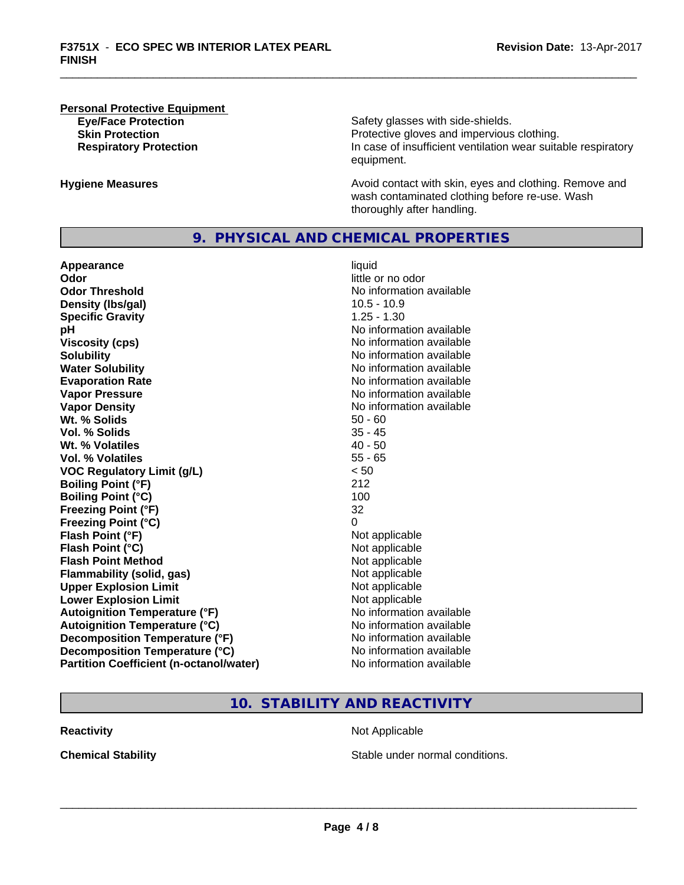**Personal Protective Equipment**

| | |
|---|---|
| **Eye/Face Protection** | Safety glasses with side-shields. |
| **Skin Protection** | Protective gloves and impervious clothing. |
| **Respiratory Protection** | In case of insufficient ventilation wear suitable respiratory equipment. |

**Hygiene Measures** Avoid contact with skin, eyes and clothing. Remove and wash contaminated clothing before re-use. Wash thoroughly after handling.

## 9. PHYSICAL AND CHEMICAL PROPERTIES

| | |
|---|---|
| **Appearance** | liquid |
| **Odor** | little or no odor |
| **Odor Threshold** | No information available |
| **Density (lbs/gal)** | 10.5 - 10.9 |
| **Specific Gravity** | 1.25 - 1.30 |
| **pH** | No information available |
| **Viscosity (cps)** | No information available |
| **Solubility** | No information available |
| **Water Solubility** | No information available |
| **Evaporation Rate** | No information available |
| **Vapor Pressure** | No information available |
| **Vapor Density** | No information available |
| **Wt. % Solids** | 50 - 60 |
| **Vol. % Solids** | 35 - 45 |
| **Wt. % Volatiles** | 40 - 50 |
| **Vol. % Volatiles** | 55 - 65 |
| **VOC Regulatory Limit (g/L)** | < 50 |
| **Boiling Point (°F)** | 212 |
| **Boiling Point (°C)** | 100 |
| **Freezing Point (°F)** | 32 |
| **Freezing Point (°C)** | 0 |
| **Flash Point (°F)** | Not applicable |
| **Flash Point (°C)** | Not applicable |
| **Flash Point Method** | Not applicable |
| **Flammability (solid, gas)** | Not applicable |
| **Upper Explosion Limit** | Not applicable |
| **Lower Explosion Limit** | Not applicable |
| **Autoignition Temperature (°F)** | No information available |
| **Autoignition Temperature (°C)** | No information available |
| **Decomposition Temperature (°F)** | No information available |
| **Decomposition Temperature (°C)** | No information available |
| **Partition Coefficient (n-octanol/water)** | No information available |

## 10. STABILITY AND REACTIVITY

| | |
|---|---|
| **Reactivity** | Not Applicable |
| **Chemical Stability** | Stable under normal conditions. |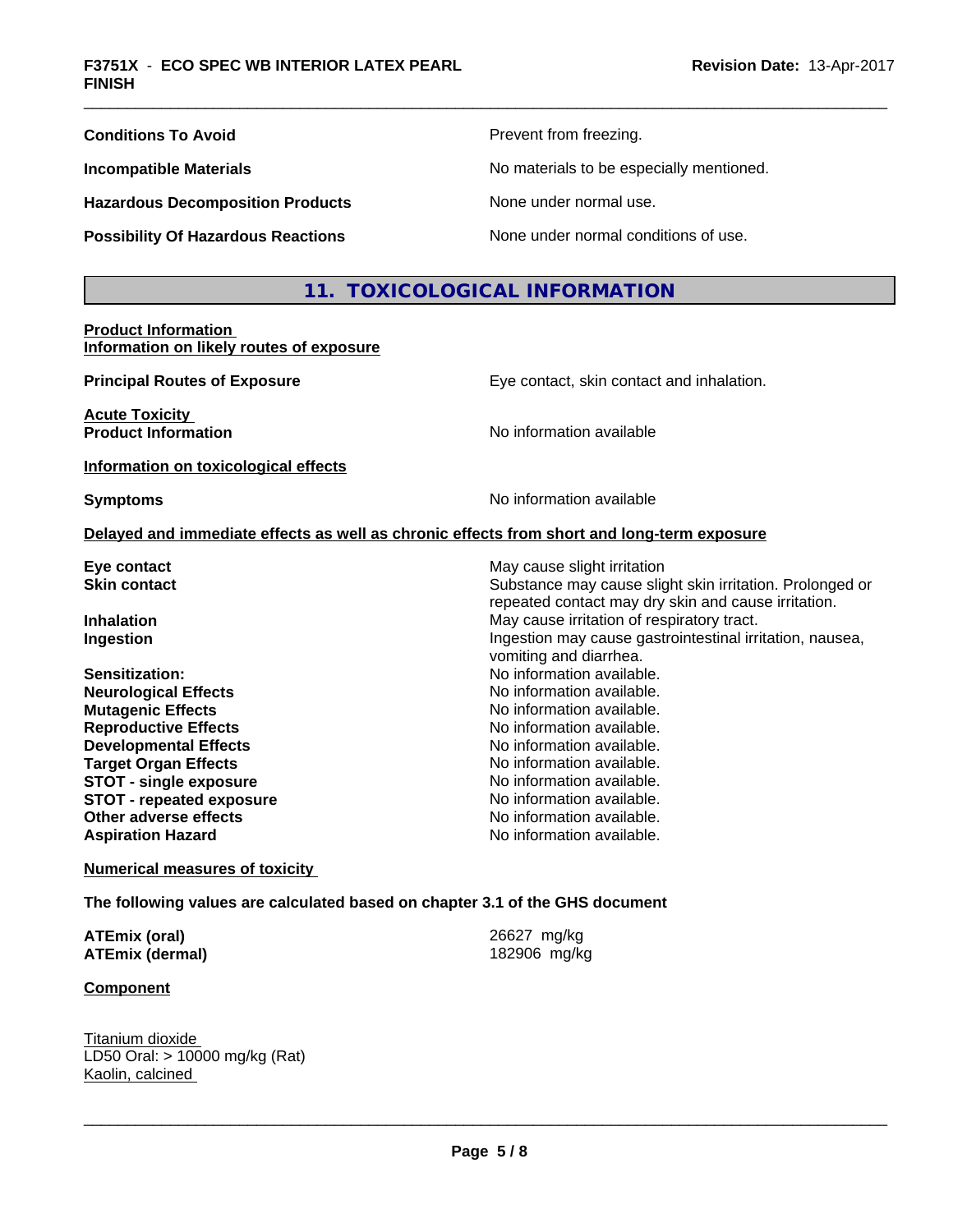| | |
|---|---|
| **Conditions To Avoid** | Prevent from freezing. |
| **Incompatible Materials** | No materials to be especially mentioned. |
| **Hazardous Decomposition Products** | None under normal use. |
| **Possibility Of Hazardous Reactions** | None under normal conditions of use. |

## 11. TOXICOLOGICAL INFORMATION

**Product Information**
**Information on likely routes of exposure**

| | |
|---|---|
| **Principal Routes of Exposure** | Eye contact, skin contact and inhalation. |

**Acute Toxicity**

| | |
|---|---|
| **Product Information** | No information available |

**Information on toxicological effects**

| | |
|---|---|
| **Symptoms** | No information available |

**Delayed and immediate effects as well as chronic effects from short and long-term exposure**

| | |
|---|---|
| **Eye contact** | May cause slight irritation |
| **Skin contact** | Substance may cause slight skin irritation. Prolonged or repeated contact may dry skin and cause irritation. |
| **Inhalation** | May cause irritation of respiratory tract. |
| **Ingestion** | Ingestion may cause gastrointestinal irritation, nausea, vomiting and diarrhea. |
| **Sensitization:** | No information available. |
| **Neurological Effects** | No information available. |
| **Mutagenic Effects** | No information available. |
| **Reproductive Effects** | No information available. |
| **Developmental Effects** | No information available. |
| **Target Organ Effects** | No information available. |
| **STOT - single exposure** | No information available. |
| **STOT - repeated exposure** | No information available. |
| **Other adverse effects** | No information available. |
| **Aspiration Hazard** | No information available. |

**Numerical measures of toxicity**

**The following values are calculated based on chapter 3.1 of the GHS document**

| | |
|---|---|
| **ATEmix (oral)** | 26627 mg/kg |
| **ATEmix (dermal)** | 182906 mg/kg |

**Component**

Titanium dioxide
LD50 Oral: > 10000 mg/kg (Rat)
Kaolin, calcined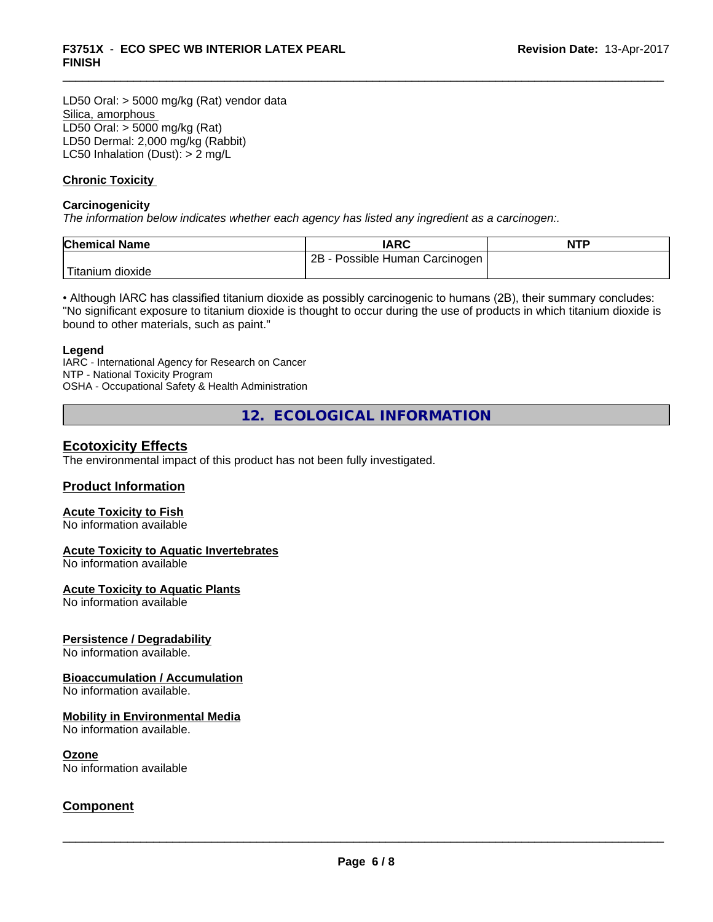LD50 Oral: > 5000 mg/kg (Rat) vendor data

Silica, amorphous

LD50 Oral: > 5000 mg/kg (Rat)
LD50 Dermal: 2,000 mg/kg (Rabbit)
LC50 Inhalation (Dust): > 2 mg/L

### Chronic Toxicity

**Carcinogenicity**

*The information below indicates whether each agency has listed any ingredient as a carcinogen:.*

| Chemical Name | IARC | NTP |
|---|---|---|
| Titanium dioxide | 2B - Possible Human Carcinogen | |

• Although IARC has classified titanium dioxide as possibly carcinogenic to humans (2B), their summary concludes: "No significant exposure to titanium dioxide is thought to occur during the use of products in which titanium dioxide is bound to other materials, such as paint."

**Legend**

IARC - International Agency for Research on Cancer
NTP - National Toxicity Program
OSHA - Occupational Safety & Health Administration

## 12. ECOLOGICAL INFORMATION

### Ecotoxicity Effects

The environmental impact of this product has not been fully investigated.

### Product Information

**Acute Toxicity to Fish**

No information available

**Acute Toxicity to Aquatic Invertebrates**

No information available

**Acute Toxicity to Aquatic Plants**

No information available

**Persistence / Degradability**

No information available.

**Bioaccumulation / Accumulation**

No information available.

**Mobility in Environmental Media**

No information available.

**Ozone**

No information available

### Component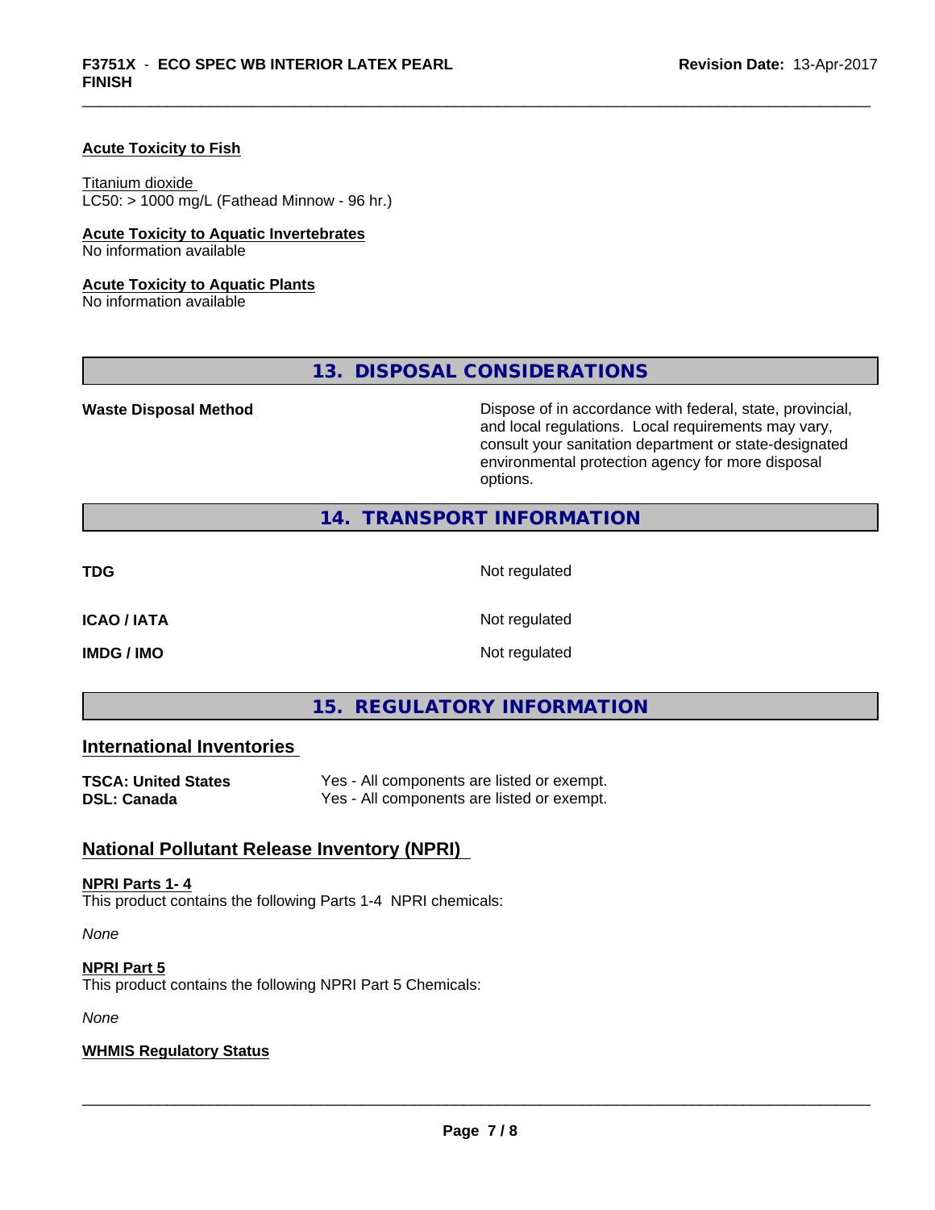**Acute Toxicity to Fish**

Titanium dioxide
LC50: > 1000 mg/L (Fathead Minnow - 96 hr.)

**Acute Toxicity to Aquatic Invertebrates**
No information available

**Acute Toxicity to Aquatic Plants**
No information available

## 13. DISPOSAL CONSIDERATIONS

| | |
|---|---|
| **Waste Disposal Method** | Dispose of in accordance with federal, state, provincial, and local regulations. Local requirements may vary, consult your sanitation department or state-designated environmental protection agency for more disposal options. |

## 14. TRANSPORT INFORMATION

| | |
|---|---|
| **TDG** | Not regulated |
| **ICAO / IATA** | Not regulated |
| **IMDG / IMO** | Not regulated |

## 15. REGULATORY INFORMATION

### International Inventories

| | |
|---|---|
| **TSCA: United States** | Yes - All components are listed or exempt. |
| **DSL: Canada** | Yes - All components are listed or exempt. |

### National Pollutant Release Inventory (NPRI)

**NPRI Parts 1- 4**
This product contains the following Parts 1-4 NPRI chemicals:

*None*

**NPRI Part 5**
This product contains the following NPRI Part 5 Chemicals:

*None*

**WHMIS Regulatory Status**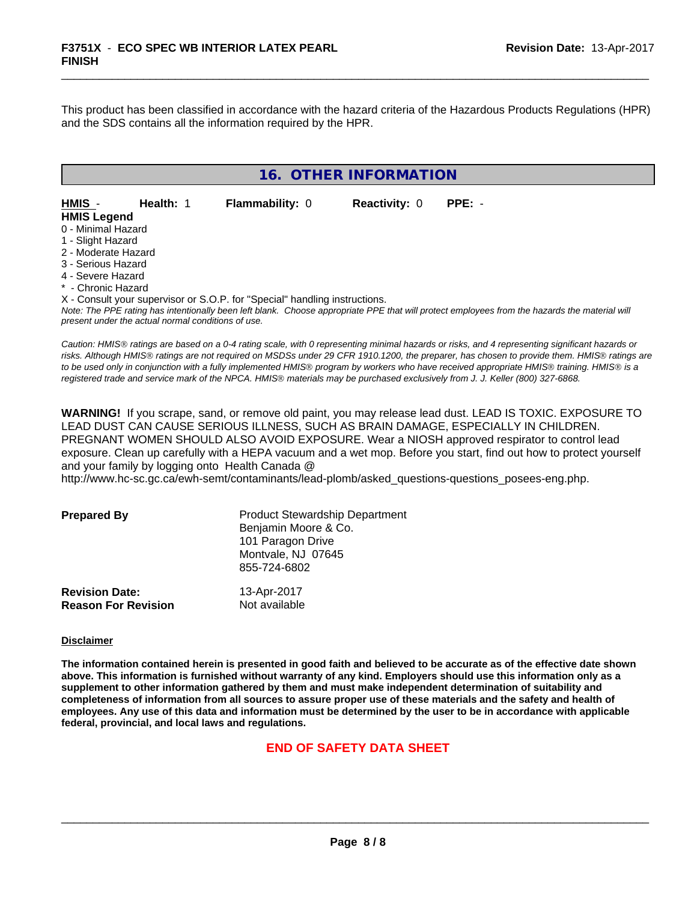This product has been classified in accordance with the hazard criteria of the Hazardous Products Regulations (HPR) and the SDS contains all the information required by the HPR.

## 16. OTHER INFORMATION

| HMIS - | Health: 1 | Flammability: 0 | Reactivity: 0 | PPE: - |
|---|---|---|---|---|

**HMIS Legend**

0 - Minimal Hazard
1 - Slight Hazard
2 - Moderate Hazard
3 - Serious Hazard
4 - Severe Hazard
* - Chronic Hazard
X - Consult your supervisor or S.O.P. for "Special" handling instructions.

*Note: The PPE rating has intentionally been left blank. Choose appropriate PPE that will protect employees from the hazards the material will present under the actual normal conditions of use.*

*Caution: HMIS® ratings are based on a 0-4 rating scale, with 0 representing minimal hazards or risks, and 4 representing significant hazards or risks. Although HMIS® ratings are not required on MSDSs under 29 CFR 1910.1200, the preparer, has chosen to provide them. HMIS® ratings are to be used only in conjunction with a fully implemented HMIS® program by workers who have received appropriate HMIS® training. HMIS® is a registered trade and service mark of the NPCA. HMIS® materials may be purchased exclusively from J. J. Keller (800) 327-6868.*

**WARNING!** If you scrape, sand, or remove old paint, you may release lead dust. LEAD IS TOXIC. EXPOSURE TO LEAD DUST CAN CAUSE SERIOUS ILLNESS, SUCH AS BRAIN DAMAGE, ESPECIALLY IN CHILDREN. PREGNANT WOMEN SHOULD ALSO AVOID EXPOSURE. Wear a NIOSH approved respirator to control lead exposure. Clean up carefully with a HEPA vacuum and a wet mop. Before you start, find out how to protect yourself and your family by logging onto Health Canada @ http://www.hc-sc.gc.ca/ewh-semt/contaminants/lead-plomb/asked_questions-questions_posees-eng.php.

**Prepared By**
Product Stewardship Department
Benjamin Moore & Co.
101 Paragon Drive
Montvale, NJ 07645
855-724-6802

**Revision Date:** 13-Apr-2017
**Reason For Revision** Not available

**Disclaimer**

**The information contained herein is presented in good faith and believed to be accurate as of the effective date shown above. This information is furnished without warranty of any kind. Employers should use this information only as a supplement to other information gathered by them and must make independent determination of suitability and completeness of information from all sources to assure proper use of these materials and the safety and health of employees. Any use of this data and information must be determined by the user to be in accordance with applicable federal, provincial, and local laws and regulations.**

**END OF SAFETY DATA SHEET**